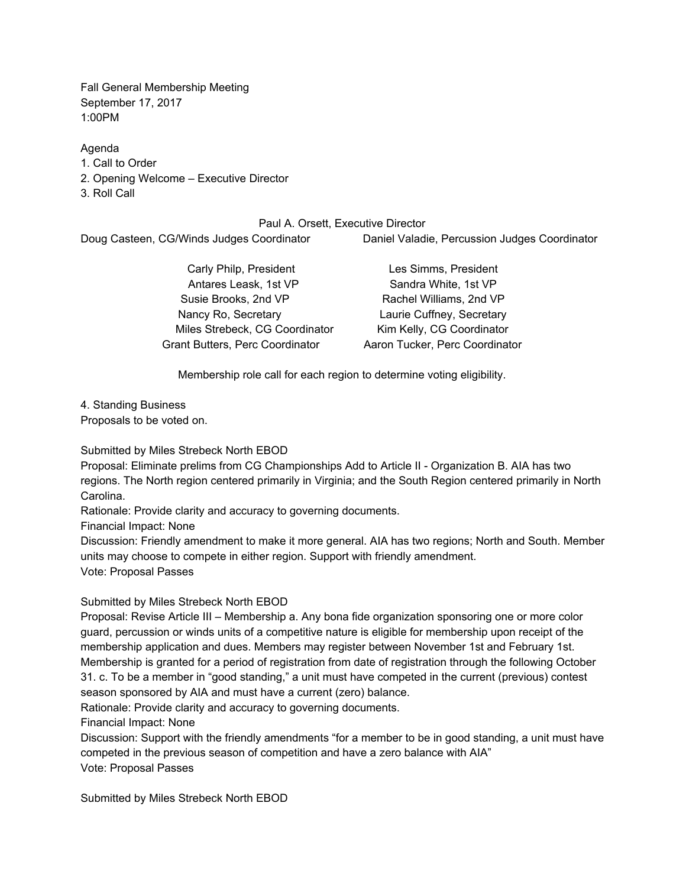Fall General Membership Meeting
September 17, 2017
1:00PM

Agenda

1. Call to Order
2. Opening Welcome – Executive Director
3. Roll Call

Paul A. Orsett, Executive Director

Doug Casteen, CG/Winds Judges Coordinator

Daniel Valadie, Percussion Judges Coordinator

| | |
|---|---|
| Carly Philp, President | Les Simms, President |
| Antares Leask, 1st VP | Sandra White, 1st VP |
| Susie Brooks, 2nd VP | Rachel Williams, 2nd VP |
| Nancy Ro, Secretary | Laurie Cuffney, Secretary |
| Miles Strebeck, CG Coordinator | Kim Kelly, CG Coordinator |
| Grant Butters, Perc Coordinator | Aaron Tucker, Perc Coordinator |

Membership role call for each region to determine voting eligibility.

4. Standing Business

Proposals to be voted on.

Submitted by Miles Strebeck North EBOD

Proposal: Eliminate prelims from CG Championships Add to Article II - Organization B. AIA has two regions. The North region centered primarily in Virginia; and the South Region centered primarily in North Carolina.

Rationale: Provide clarity and accuracy to governing documents.

Financial Impact: None

Discussion: Friendly amendment to make it more general. AIA has two regions; North and South. Member units may choose to compete in either region. Support with friendly amendment.

Vote: Proposal Passes

Submitted by Miles Strebeck North EBOD

Proposal: Revise Article III – Membership a. Any bona fide organization sponsoring one or more color guard, percussion or winds units of a competitive nature is eligible for membership upon receipt of the membership application and dues. Members may register between November 1st and February 1st. Membership is granted for a period of registration from date of registration through the following October 31. c. To be a member in "good standing," a unit must have competed in the current (previous) contest season sponsored by AIA and must have a current (zero) balance.

Rationale: Provide clarity and accuracy to governing documents.

Financial Impact: None

Discussion: Support with the friendly amendments "for a member to be in good standing, a unit must have competed in the previous season of competition and have a zero balance with AIA"

Vote: Proposal Passes

Submitted by Miles Strebeck North EBOD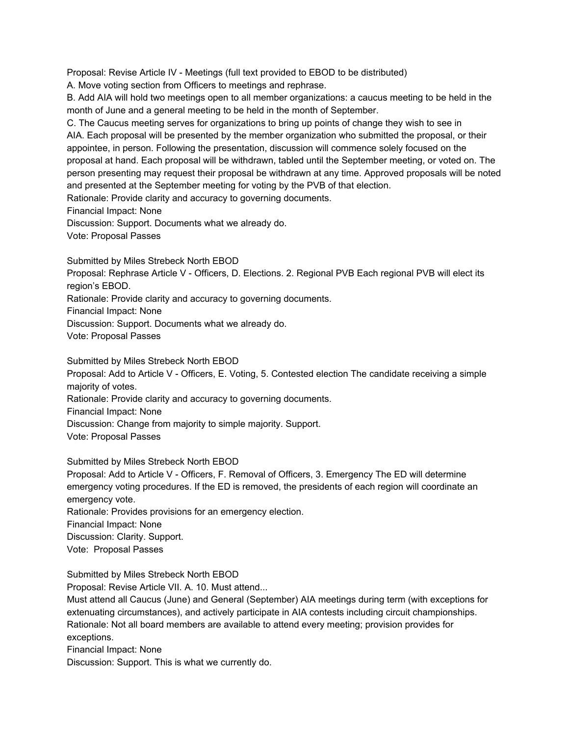Proposal: Revise Article IV - Meetings (full text provided to EBOD to be distributed)

A. Move voting section from Officers to meetings and rephrase.

B. Add AIA will hold two meetings open to all member organizations: a caucus meeting to be held in the month of June and a general meeting to be held in the month of September.

C. The Caucus meeting serves for organizations to bring up points of change they wish to see in AIA. Each proposal will be presented by the member organization who submitted the proposal, or their appointee, in person. Following the presentation, discussion will commence solely focused on the proposal at hand. Each proposal will be withdrawn, tabled until the September meeting, or voted on. The person presenting may request their proposal be withdrawn at any time. Approved proposals will be noted and presented at the September meeting for voting by the PVB of that election.

Rationale: Provide clarity and accuracy to governing documents.

Financial Impact: None

Discussion: Support. Documents what we already do.

Vote: Proposal Passes

Submitted by Miles Strebeck North EBOD

Proposal: Rephrase Article V - Officers, D. Elections. 2. Regional PVB Each regional PVB will elect its region's EBOD.

Rationale: Provide clarity and accuracy to governing documents.

Financial Impact: None

Discussion: Support. Documents what we already do.

Vote: Proposal Passes

Submitted by Miles Strebeck North EBOD

Proposal: Add to Article V - Officers, E. Voting, 5. Contested election The candidate receiving a simple majority of votes.

Rationale: Provide clarity and accuracy to governing documents.

Financial Impact: None

Discussion: Change from majority to simple majority. Support.

Vote: Proposal Passes

Submitted by Miles Strebeck North EBOD

Proposal: Add to Article V - Officers, F. Removal of Officers, 3. Emergency The ED will determine emergency voting procedures. If the ED is removed, the presidents of each region will coordinate an emergency vote.

Rationale: Provides provisions for an emergency election.

Financial Impact: None

Discussion: Clarity. Support.

Vote: Proposal Passes

Submitted by Miles Strebeck North EBOD

Proposal: Revise Article VII. A. 10. Must attend...

Must attend all Caucus (June) and General (September) AIA meetings during term (with exceptions for extenuating circumstances), and actively participate in AIA contests including circuit championships.

Rationale: Not all board members are available to attend every meeting; provision provides for exceptions.

Financial Impact: None

Discussion: Support. This is what we currently do.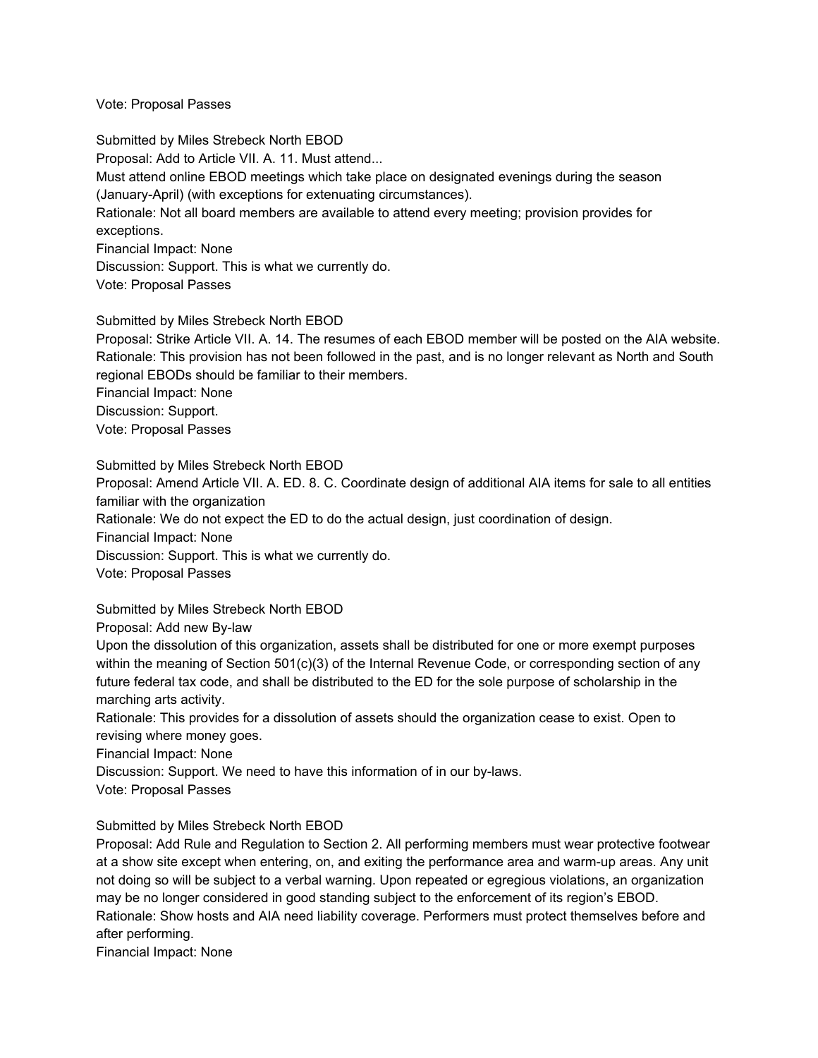Vote: Proposal Passes

Submitted by Miles Strebeck North EBOD
Proposal: Add to Article VII. A. 11. Must attend...
Must attend online EBOD meetings which take place on designated evenings during the season (January-April) (with exceptions for extenuating circumstances).
Rationale: Not all board members are available to attend every meeting; provision provides for exceptions.
Financial Impact: None
Discussion: Support. This is what we currently do.
Vote: Proposal Passes

Submitted by Miles Strebeck North EBOD
Proposal: Strike Article VII. A. 14. The resumes of each EBOD member will be posted on the AIA website.
Rationale: This provision has not been followed in the past, and is no longer relevant as North and South regional EBODs should be familiar to their members.
Financial Impact: None
Discussion: Support.
Vote: Proposal Passes

Submitted by Miles Strebeck North EBOD
Proposal: Amend Article VII. A. ED. 8. C. Coordinate design of additional AIA items for sale to all entities familiar with the organization
Rationale: We do not expect the ED to do the actual design, just coordination of design.
Financial Impact: None
Discussion: Support. This is what we currently do.
Vote: Proposal Passes

Submitted by Miles Strebeck North EBOD
Proposal: Add new By-law
Upon the dissolution of this organization, assets shall be distributed for one or more exempt purposes within the meaning of Section 501(c)(3) of the Internal Revenue Code, or corresponding section of any future federal tax code, and shall be distributed to the ED for the sole purpose of scholarship in the marching arts activity.
Rationale: This provides for a dissolution of assets should the organization cease to exist. Open to revising where money goes.
Financial Impact: None
Discussion: Support. We need to have this information of in our by-laws.
Vote: Proposal Passes

Submitted by Miles Strebeck North EBOD
Proposal: Add Rule and Regulation to Section 2. All performing members must wear protective footwear at a show site except when entering, on, and exiting the performance area and warm-up areas. Any unit not doing so will be subject to a verbal warning. Upon repeated or egregious violations, an organization may be no longer considered in good standing subject to the enforcement of its region's EBOD.
Rationale: Show hosts and AIA need liability coverage. Performers must protect themselves before and after performing.
Financial Impact: None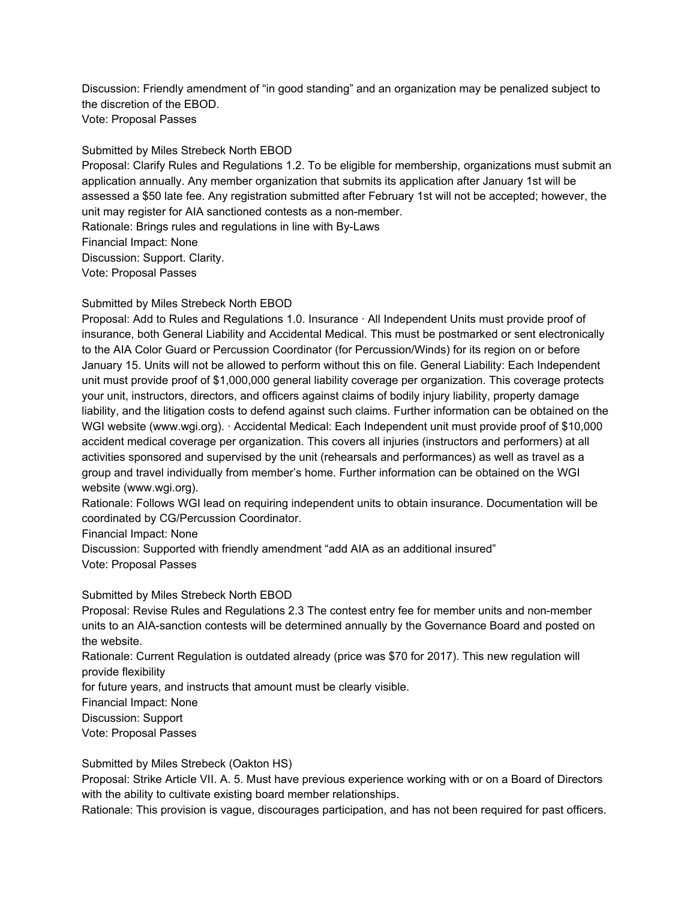Discussion: Friendly amendment of “in good standing” and an organization may be penalized subject to the discretion of the EBOD.
Vote: Proposal Passes

Submitted by Miles Strebeck North EBOD
Proposal: Clarify Rules and Regulations 1.2. To be eligible for membership, organizations must submit an application annually. Any member organization that submits its application after January 1st will be assessed a $50 late fee. Any registration submitted after February 1st will not be accepted; however, the unit may register for AIA sanctioned contests as a non-member.
Rationale: Brings rules and regulations in line with By-Laws
Financial Impact: None
Discussion: Support. Clarity.
Vote: Proposal Passes

Submitted by Miles Strebeck North EBOD
Proposal: Add to Rules and Regulations 1.0. Insurance · All Independent Units must provide proof of insurance, both General Liability and Accidental Medical. This must be postmarked or sent electronically to the AIA Color Guard or Percussion Coordinator (for Percussion/Winds) for its region on or before January 15. Units will not be allowed to perform without this on file. General Liability: Each Independent unit must provide proof of $1,000,000 general liability coverage per organization. This coverage protects your unit, instructors, directors, and officers against claims of bodily injury liability, property damage liability, and the litigation costs to defend against such claims. Further information can be obtained on the WGI website (www.wgi.org). · Accidental Medical: Each Independent unit must provide proof of $10,000 accident medical coverage per organization. This covers all injuries (instructors and performers) at all activities sponsored and supervised by the unit (rehearsals and performances) as well as travel as a group and travel individually from member's home. Further information can be obtained on the WGI website (www.wgi.org).
Rationale: Follows WGI lead on requiring independent units to obtain insurance. Documentation will be coordinated by CG/Percussion Coordinator.
Financial Impact: None
Discussion: Supported with friendly amendment “add AIA as an additional insured”
Vote: Proposal Passes

Submitted by Miles Strebeck North EBOD
Proposal: Revise Rules and Regulations 2.3 The contest entry fee for member units and non-member units to an AIA-sanction contests will be determined annually by the Governance Board and posted on the website.
Rationale: Current Regulation is outdated already (price was $70 for 2017). This new regulation will provide flexibility
for future years, and instructs that amount must be clearly visible.
Financial Impact: None
Discussion: Support
Vote: Proposal Passes

Submitted by Miles Strebeck (Oakton HS)
Proposal: Strike Article VII. A. 5. Must have previous experience working with or on a Board of Directors with the ability to cultivate existing board member relationships.
Rationale: This provision is vague, discourages participation, and has not been required for past officers.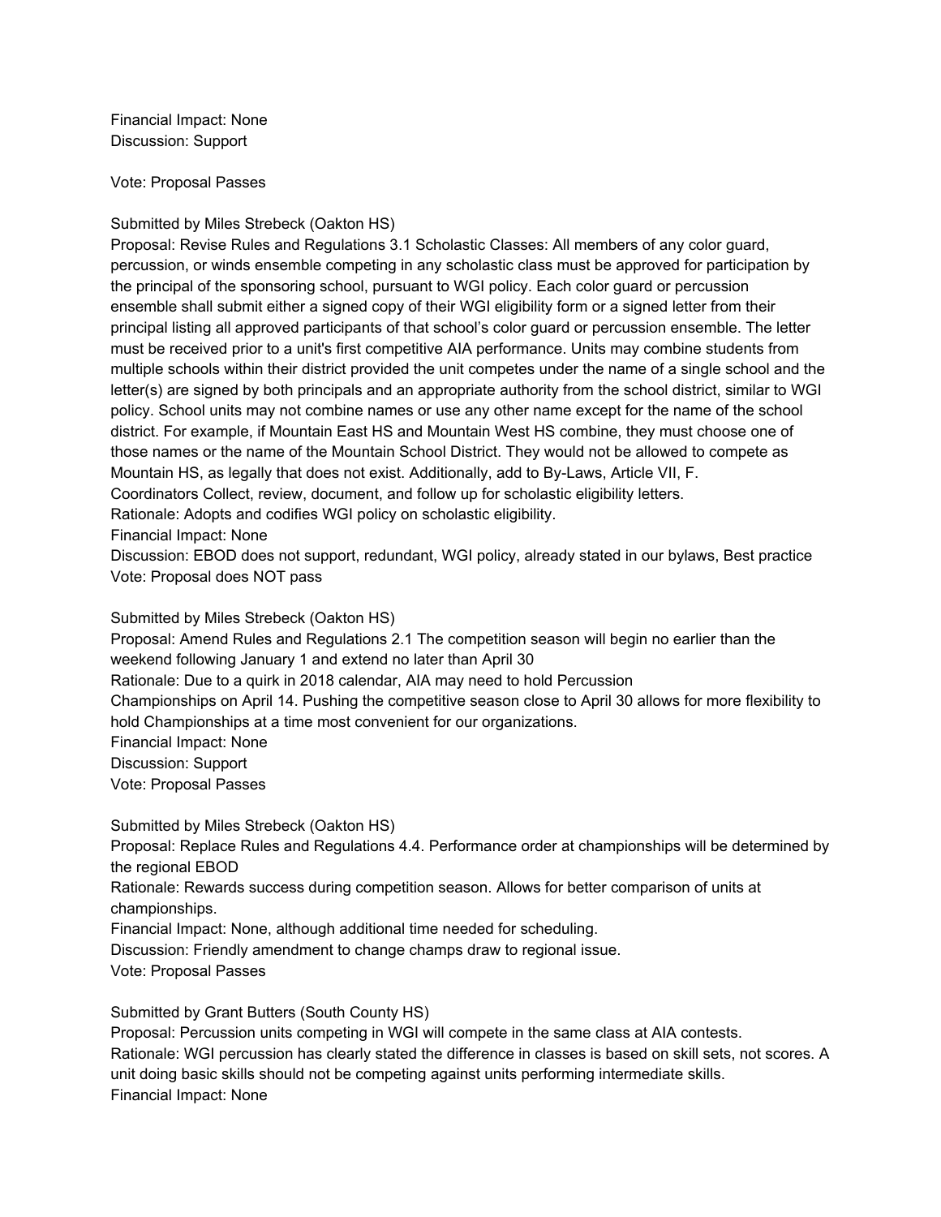Financial Impact: None
Discussion: Support

Vote: Proposal Passes

Submitted by Miles Strebeck (Oakton HS)
Proposal: Revise Rules and Regulations 3.1 Scholastic Classes: All members of any color guard, percussion, or winds ensemble competing in any scholastic class must be approved for participation by the principal of the sponsoring school, pursuant to WGI policy. Each color guard or percussion ensemble shall submit either a signed copy of their WGI eligibility form or a signed letter from their principal listing all approved participants of that school's color guard or percussion ensemble. The letter must be received prior to a unit's first competitive AIA performance. Units may combine students from multiple schools within their district provided the unit competes under the name of a single school and the letter(s) are signed by both principals and an appropriate authority from the school district, similar to WGI policy. School units may not combine names or use any other name except for the name of the school district. For example, if Mountain East HS and Mountain West HS combine, they must choose one of those names or the name of the Mountain School District. They would not be allowed to compete as Mountain HS, as legally that does not exist. Additionally, add to By-Laws, Article VII, F. Coordinators Collect, review, document, and follow up for scholastic eligibility letters.
Rationale: Adopts and codifies WGI policy on scholastic eligibility.
Financial Impact: None
Discussion: EBOD does not support, redundant, WGI policy, already stated in our bylaws, Best practice
Vote: Proposal does NOT pass

Submitted by Miles Strebeck (Oakton HS)
Proposal: Amend Rules and Regulations 2.1 The competition season will begin no earlier than the weekend following January 1 and extend no later than April 30
Rationale: Due to a quirk in 2018 calendar, AIA may need to hold Percussion Championships on April 14. Pushing the competitive season close to April 30 allows for more flexibility to hold Championships at a time most convenient for our organizations.
Financial Impact: None
Discussion: Support
Vote: Proposal Passes

Submitted by Miles Strebeck (Oakton HS)
Proposal: Replace Rules and Regulations 4.4. Performance order at championships will be determined by the regional EBOD
Rationale: Rewards success during competition season. Allows for better comparison of units at championships.
Financial Impact: None, although additional time needed for scheduling.
Discussion: Friendly amendment to change champs draw to regional issue.
Vote: Proposal Passes

Submitted by Grant Butters (South County HS)
Proposal: Percussion units competing in WGI will compete in the same class at AIA contests.
Rationale: WGI percussion has clearly stated the difference in classes is based on skill sets, not scores. A unit doing basic skills should not be competing against units performing intermediate skills.
Financial Impact: None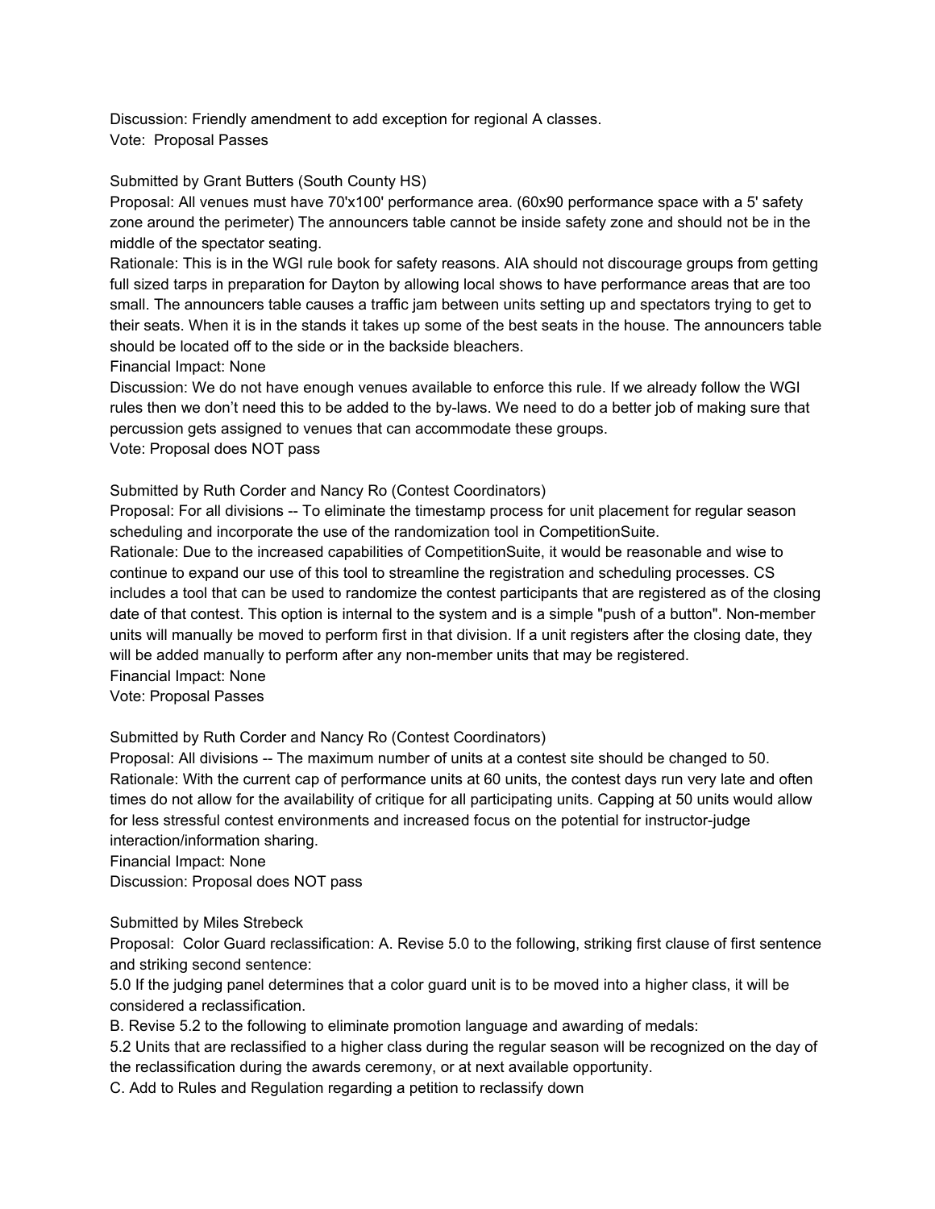Discussion: Friendly amendment to add exception for regional A classes.
Vote: Proposal Passes

Submitted by Grant Butters (South County HS)
Proposal: All venues must have 70'x100' performance area. (60x90 performance space with a 5' safety zone around the perimeter) The announcers table cannot be inside safety zone and should not be in the middle of the spectator seating.
Rationale: This is in the WGI rule book for safety reasons. AIA should not discourage groups from getting full sized tarps in preparation for Dayton by allowing local shows to have performance areas that are too small. The announcers table causes a traffic jam between units setting up and spectators trying to get to their seats. When it is in the stands it takes up some of the best seats in the house. The announcers table should be located off to the side or in the backside bleachers.
Financial Impact: None
Discussion: We do not have enough venues available to enforce this rule. If we already follow the WGI rules then we don't need this to be added to the by-laws. We need to do a better job of making sure that percussion gets assigned to venues that can accommodate these groups.
Vote: Proposal does NOT pass

Submitted by Ruth Corder and Nancy Ro (Contest Coordinators)
Proposal: For all divisions -- To eliminate the timestamp process for unit placement for regular season scheduling and incorporate the use of the randomization tool in CompetitionSuite.
Rationale: Due to the increased capabilities of CompetitionSuite, it would be reasonable and wise to continue to expand our use of this tool to streamline the registration and scheduling processes. CS includes a tool that can be used to randomize the contest participants that are registered as of the closing date of that contest. This option is internal to the system and is a simple "push of a button". Non-member units will manually be moved to perform first in that division. If a unit registers after the closing date, they will be added manually to perform after any non-member units that may be registered.
Financial Impact: None
Vote: Proposal Passes

Submitted by Ruth Corder and Nancy Ro (Contest Coordinators)
Proposal: All divisions -- The maximum number of units at a contest site should be changed to 50.
Rationale: With the current cap of performance units at 60 units, the contest days run very late and often times do not allow for the availability of critique for all participating units. Capping at 50 units would allow for less stressful contest environments and increased focus on the potential for instructor-judge interaction/information sharing.
Financial Impact: None
Discussion: Proposal does NOT pass

Submitted by Miles Strebeck
Proposal: Color Guard reclassification: A. Revise 5.0 to the following, striking first clause of first sentence and striking second sentence:
5.0 If the judging panel determines that a color guard unit is to be moved into a higher class, it will be considered a reclassification.
B. Revise 5.2 to the following to eliminate promotion language and awarding of medals:
5.2 Units that are reclassified to a higher class during the regular season will be recognized on the day of the reclassification during the awards ceremony, or at next available opportunity.
C. Add to Rules and Regulation regarding a petition to reclassify down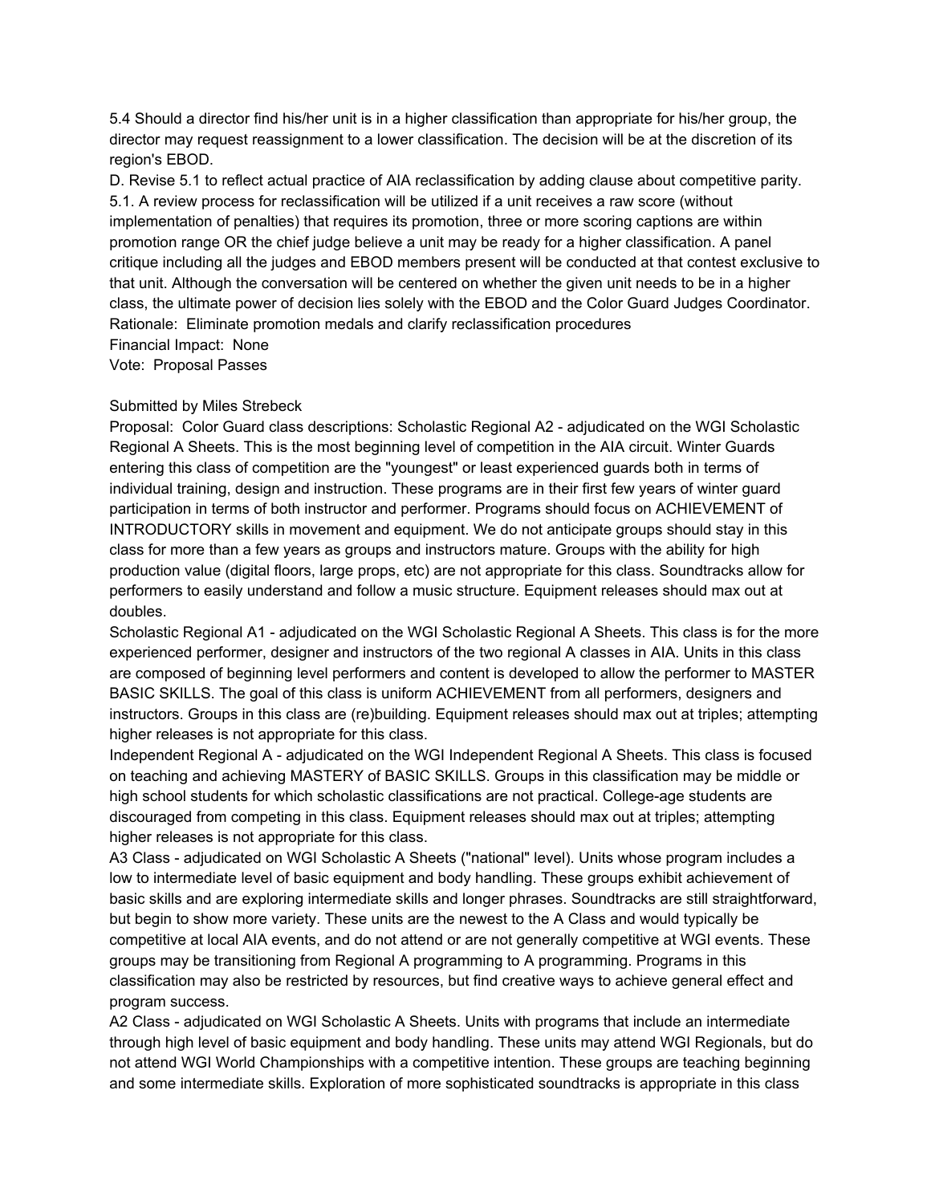5.4 Should a director find his/her unit is in a higher classification than appropriate for his/her group, the director may request reassignment to a lower classification. The decision will be at the discretion of its region's EBOD.

D. Revise 5.1 to reflect actual practice of AIA reclassification by adding clause about competitive parity.

5.1. A review process for reclassification will be utilized if a unit receives a raw score (without implementation of penalties) that requires its promotion, three or more scoring captions are within promotion range OR the chief judge believe a unit may be ready for a higher classification. A panel critique including all the judges and EBOD members present will be conducted at that contest exclusive to that unit. Although the conversation will be centered on whether the given unit needs to be in a higher class, the ultimate power of decision lies solely with the EBOD and the Color Guard Judges Coordinator.

Rationale: Eliminate promotion medals and clarify reclassification procedures

Financial Impact: None

Vote: Proposal Passes

Submitted by Miles Strebeck

Proposal: Color Guard class descriptions: Scholastic Regional A2 - adjudicated on the WGI Scholastic Regional A Sheets. This is the most beginning level of competition in the AIA circuit. Winter Guards entering this class of competition are the "youngest" or least experienced guards both in terms of individual training, design and instruction. These programs are in their first few years of winter guard participation in terms of both instructor and performer. Programs should focus on ACHIEVEMENT of INTRODUCTORY skills in movement and equipment. We do not anticipate groups should stay in this class for more than a few years as groups and instructors mature. Groups with the ability for high production value (digital floors, large props, etc) are not appropriate for this class. Soundtracks allow for performers to easily understand and follow a music structure. Equipment releases should max out at doubles.

Scholastic Regional A1 - adjudicated on the WGI Scholastic Regional A Sheets. This class is for the more experienced performer, designer and instructors of the two regional A classes in AIA. Units in this class are composed of beginning level performers and content is developed to allow the performer to MASTER BASIC SKILLS. The goal of this class is uniform ACHIEVEMENT from all performers, designers and instructors. Groups in this class are (re)building. Equipment releases should max out at triples; attempting higher releases is not appropriate for this class.

Independent Regional A - adjudicated on the WGI Independent Regional A Sheets. This class is focused on teaching and achieving MASTERY of BASIC SKILLS. Groups in this classification may be middle or high school students for which scholastic classifications are not practical. College-age students are discouraged from competing in this class. Equipment releases should max out at triples; attempting higher releases is not appropriate for this class.

A3 Class - adjudicated on WGI Scholastic A Sheets ("national" level). Units whose program includes a low to intermediate level of basic equipment and body handling. These groups exhibit achievement of basic skills and are exploring intermediate skills and longer phrases. Soundtracks are still straightforward, but begin to show more variety. These units are the newest to the A Class and would typically be competitive at local AIA events, and do not attend or are not generally competitive at WGI events. These groups may be transitioning from Regional A programming to A programming. Programs in this classification may also be restricted by resources, but find creative ways to achieve general effect and program success.

A2 Class - adjudicated on WGI Scholastic A Sheets. Units with programs that include an intermediate through high level of basic equipment and body handling. These units may attend WGI Regionals, but do not attend WGI World Championships with a competitive intention. These groups are teaching beginning and some intermediate skills. Exploration of more sophisticated soundtracks is appropriate in this class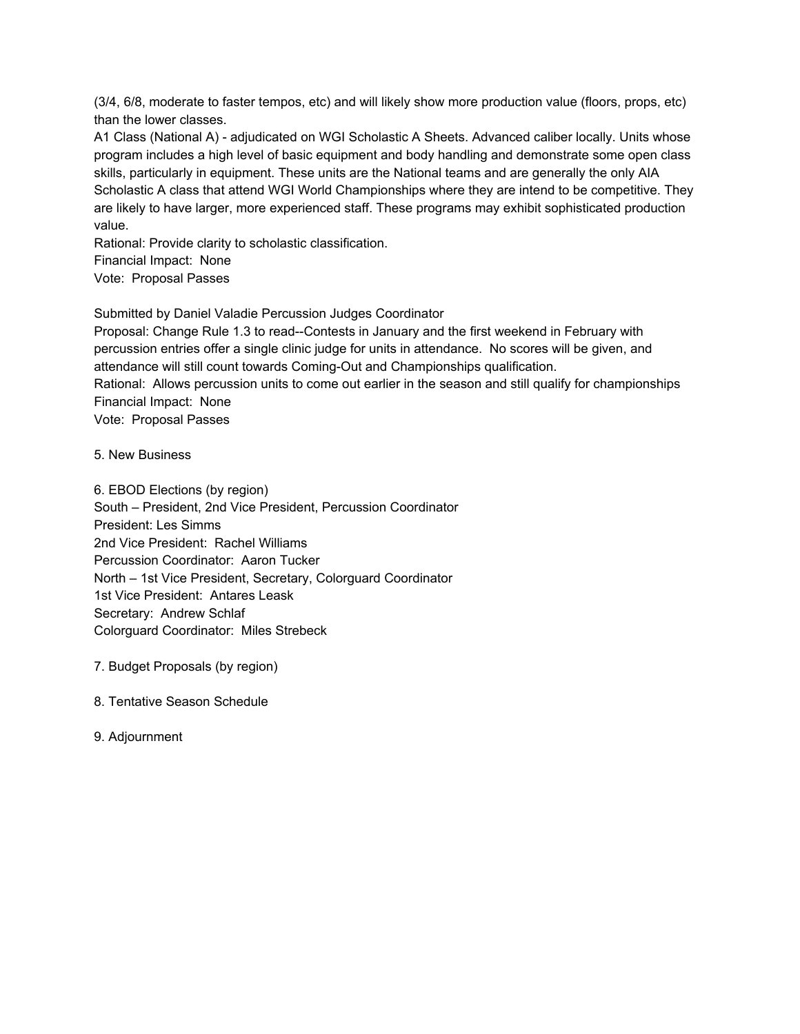(3/4, 6/8, moderate to faster tempos, etc) and will likely show more production value (floors, props, etc) than the lower classes.

A1 Class (National A) - adjudicated on WGI Scholastic A Sheets. Advanced caliber locally. Units whose program includes a high level of basic equipment and body handling and demonstrate some open class skills, particularly in equipment. These units are the National teams and are generally the only AIA Scholastic A class that attend WGI World Championships where they are intend to be competitive. They are likely to have larger, more experienced staff. These programs may exhibit sophisticated production value.

Rational: Provide clarity to scholastic classification.

Financial Impact: None

Vote: Proposal Passes

Submitted by Daniel Valadie Percussion Judges Coordinator

Proposal: Change Rule 1.3 to read--Contests in January and the first weekend in February with percussion entries offer a single clinic judge for units in attendance. No scores will be given, and attendance will still count towards Coming-Out and Championships qualification.

Rational: Allows percussion units to come out earlier in the season and still qualify for championships

Financial Impact: None

Vote: Proposal Passes

5. New Business

6. EBOD Elections (by region)

South – President, 2nd Vice President, Percussion Coordinator

President: Les Simms

2nd Vice President: Rachel Williams

Percussion Coordinator: Aaron Tucker

North – 1st Vice President, Secretary, Colorguard Coordinator

1st Vice President: Antares Leask

Secretary: Andrew Schlaf

Colorguard Coordinator: Miles Strebeck

7. Budget Proposals (by region)

8. Tentative Season Schedule

9. Adjournment